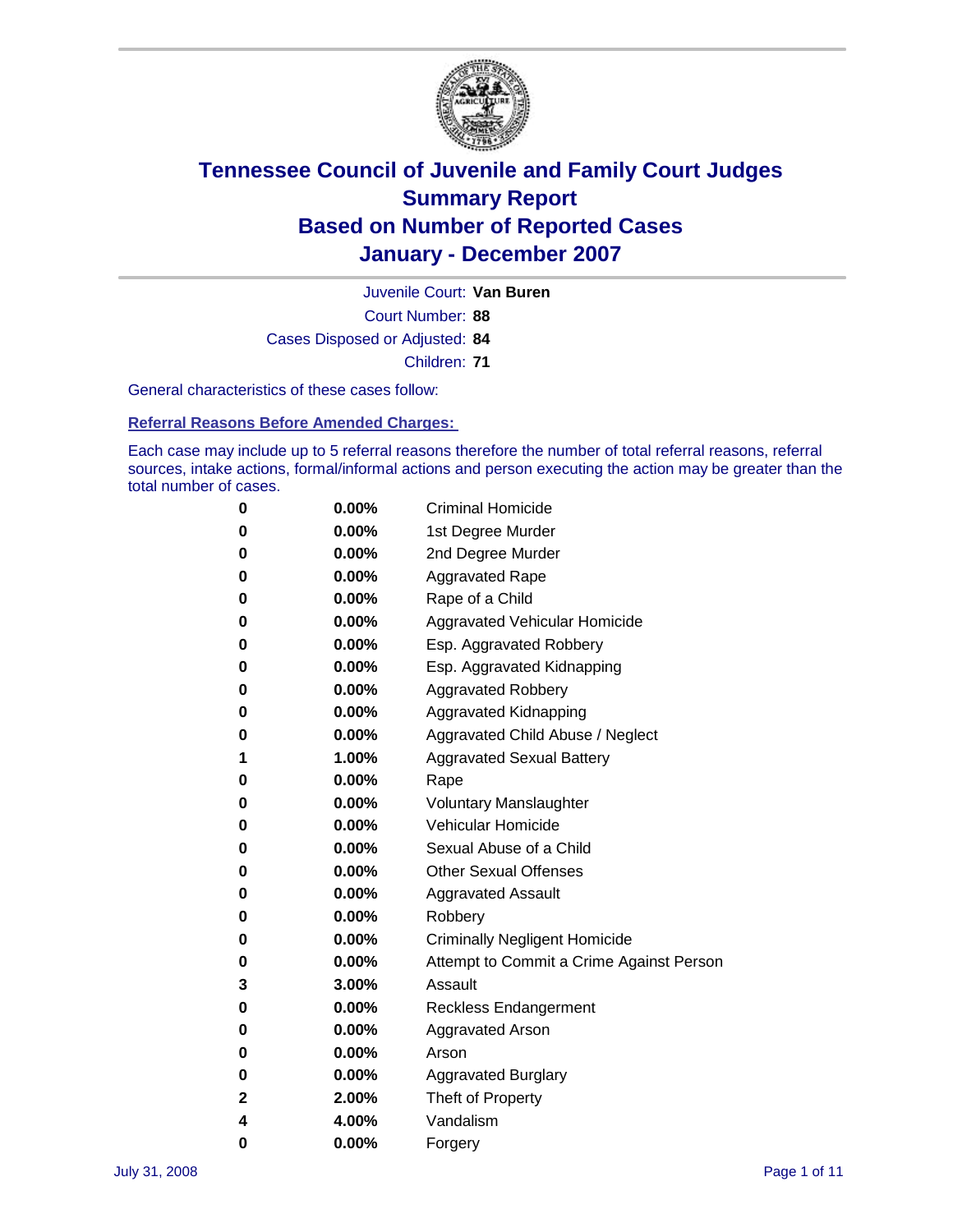# Tennessee Council of Juvenile and Family Court Judges
## Summary Report
## Based on Number of Reported Cases
## January - December 2007

Juvenile Court: **Van Buren**

Court Number: **88**

Cases Disposed or Adjusted: **84**

Children: **71**

General characteristics of these cases follow:

### Referral Reasons Before Amended Charges:

Each case may include up to 5 referral reasons therefore the number of total referral reasons, referral sources, intake actions, formal/informal actions and person executing the action may be greater than the total number of cases.

| Count | Percent | Referral Reason |
|---|---|---|
| 0 | 0.00% | Criminal Homicide |
| 0 | 0.00% | 1st Degree Murder |
| 0 | 0.00% | 2nd Degree Murder |
| 0 | 0.00% | Aggravated Rape |
| 0 | 0.00% | Rape of a Child |
| 0 | 0.00% | Aggravated Vehicular Homicide |
| 0 | 0.00% | Esp. Aggravated Robbery |
| 0 | 0.00% | Esp. Aggravated Kidnapping |
| 0 | 0.00% | Aggravated Robbery |
| 0 | 0.00% | Aggravated Kidnapping |
| 0 | 0.00% | Aggravated Child Abuse / Neglect |
| 1 | 1.00% | Aggravated Sexual Battery |
| 0 | 0.00% | Rape |
| 0 | 0.00% | Voluntary Manslaughter |
| 0 | 0.00% | Vehicular Homicide |
| 0 | 0.00% | Sexual Abuse of a Child |
| 0 | 0.00% | Other Sexual Offenses |
| 0 | 0.00% | Aggravated Assault |
| 0 | 0.00% | Robbery |
| 0 | 0.00% | Criminally Negligent Homicide |
| 0 | 0.00% | Attempt to Commit a Crime Against Person |
| 3 | 3.00% | Assault |
| 0 | 0.00% | Reckless Endangerment |
| 0 | 0.00% | Aggravated Arson |
| 0 | 0.00% | Arson |
| 0 | 0.00% | Aggravated Burglary |
| 2 | 2.00% | Theft of Property |
| 4 | 4.00% | Vandalism |
| 0 | 0.00% | Forgery |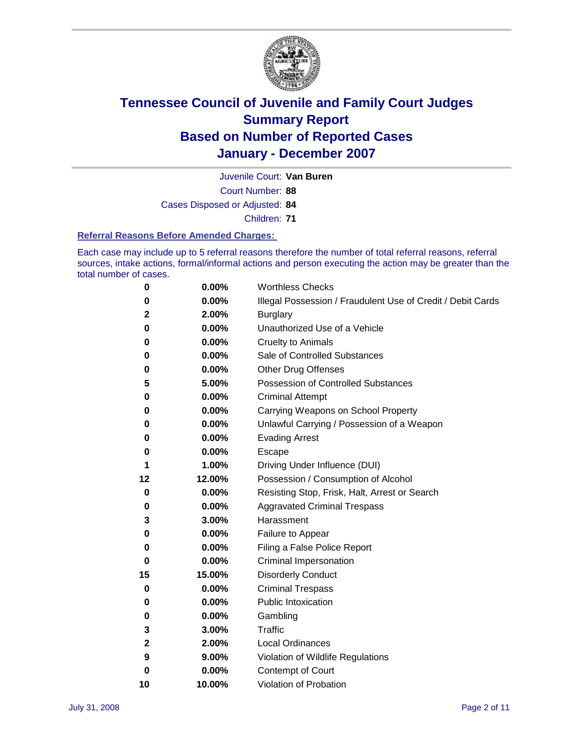# Tennessee Council of Juvenile and Family Court Judges
# Summary Report
# Based on Number of Reported Cases
# January - December 2007

Juvenile Court: **Van Buren**

Court Number: **88**

Cases Disposed or Adjusted: **84**

Children: **71**

### Referral Reasons Before Amended Charges:

Each case may include up to 5 referral reasons therefore the number of total referral reasons, referral sources, intake actions, formal/informal actions and person executing the action may be greater than the total number of cases.

| Count | Percent | Referral Reason |
|---|---|---|
| 0 | 0.00% | Worthless Checks |
| 0 | 0.00% | Illegal Possession / Fraudulent Use of Credit / Debit Cards |
| 2 | 2.00% | Burglary |
| 0 | 0.00% | Unauthorized Use of a Vehicle |
| 0 | 0.00% | Cruelty to Animals |
| 0 | 0.00% | Sale of Controlled Substances |
| 0 | 0.00% | Other Drug Offenses |
| 5 | 5.00% | Possession of Controlled Substances |
| 0 | 0.00% | Criminal Attempt |
| 0 | 0.00% | Carrying Weapons on School Property |
| 0 | 0.00% | Unlawful Carrying / Possession of a Weapon |
| 0 | 0.00% | Evading Arrest |
| 0 | 0.00% | Escape |
| 1 | 1.00% | Driving Under Influence (DUI) |
| 12 | 12.00% | Possession / Consumption of Alcohol |
| 0 | 0.00% | Resisting Stop, Frisk, Halt, Arrest or Search |
| 0 | 0.00% | Aggravated Criminal Trespass |
| 3 | 3.00% | Harassment |
| 0 | 0.00% | Failure to Appear |
| 0 | 0.00% | Filing a False Police Report |
| 0 | 0.00% | Criminal Impersonation |
| 15 | 15.00% | Disorderly Conduct |
| 0 | 0.00% | Criminal Trespass |
| 0 | 0.00% | Public Intoxication |
| 0 | 0.00% | Gambling |
| 3 | 3.00% | Traffic |
| 2 | 2.00% | Local Ordinances |
| 9 | 9.00% | Violation of Wildlife Regulations |
| 0 | 0.00% | Contempt of Court |
| 10 | 10.00% | Violation of Probation |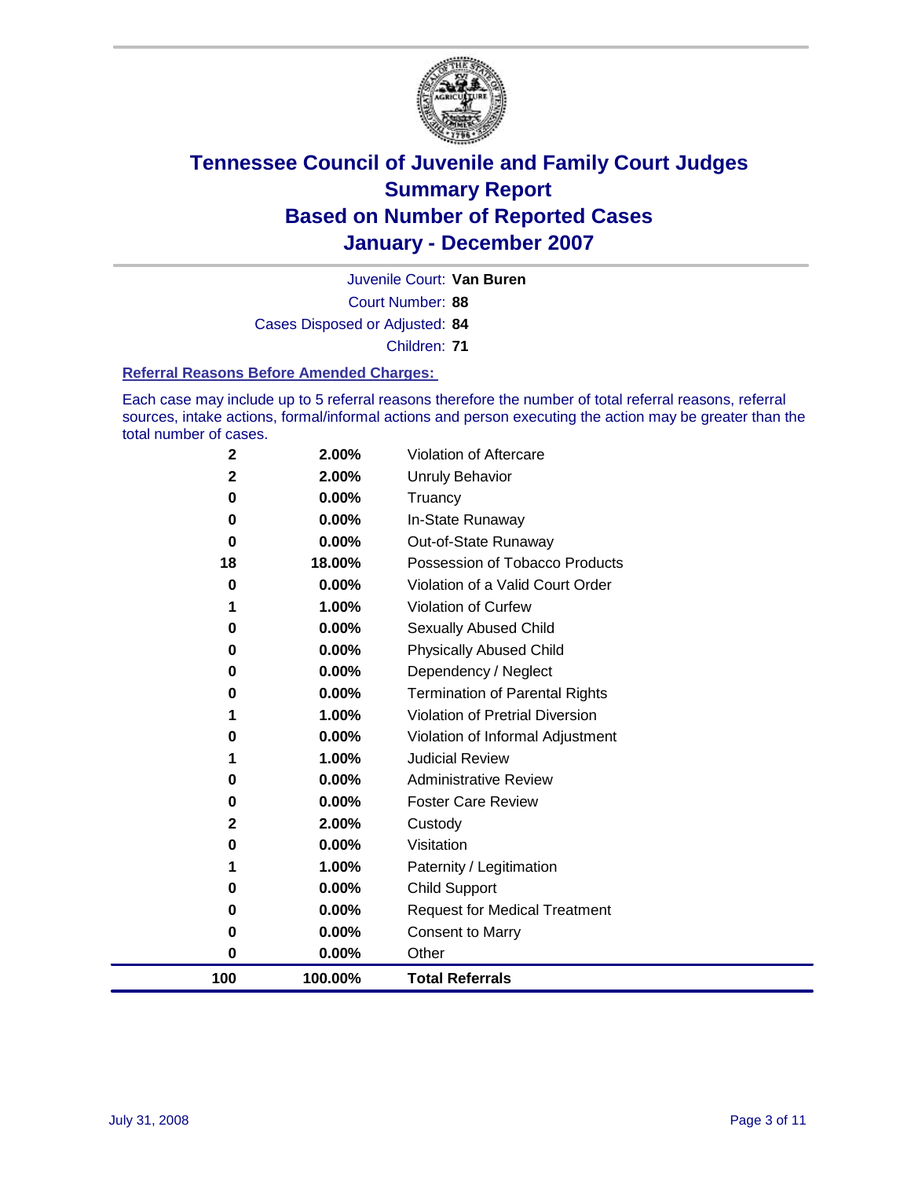# Tennessee Council of Juvenile and Family Court Judges
## Summary Report
## Based on Number of Reported Cases
## January - December 2007

Juvenile Court: **Van Buren**

Court Number: **88**

Cases Disposed or Adjusted: **84**

Children: **71**

### Referral Reasons Before Amended Charges:

Each case may include up to 5 referral reasons therefore the number of total referral reasons, referral sources, intake actions, formal/informal actions and person executing the action may be greater than the total number of cases.

| Count | Percent | Referral Reason |
|---|---|---|
| 2 | 2.00% | Violation of Aftercare |
| 2 | 2.00% | Unruly Behavior |
| 0 | 0.00% | Truancy |
| 0 | 0.00% | In-State Runaway |
| 0 | 0.00% | Out-of-State Runaway |
| 18 | 18.00% | Possession of Tobacco Products |
| 0 | 0.00% | Violation of a Valid Court Order |
| 1 | 1.00% | Violation of Curfew |
| 0 | 0.00% | Sexually Abused Child |
| 0 | 0.00% | Physically Abused Child |
| 0 | 0.00% | Dependency / Neglect |
| 0 | 0.00% | Termination of Parental Rights |
| 1 | 1.00% | Violation of Pretrial Diversion |
| 0 | 0.00% | Violation of Informal Adjustment |
| 1 | 1.00% | Judicial Review |
| 0 | 0.00% | Administrative Review |
| 0 | 0.00% | Foster Care Review |
| 2 | 2.00% | Custody |
| 0 | 0.00% | Visitation |
| 1 | 1.00% | Paternity / Legitimation |
| 0 | 0.00% | Child Support |
| 0 | 0.00% | Request for Medical Treatment |
| 0 | 0.00% | Consent to Marry |
| 0 | 0.00% | Other |
| **100** | **100.00%** | **Total Referrals** |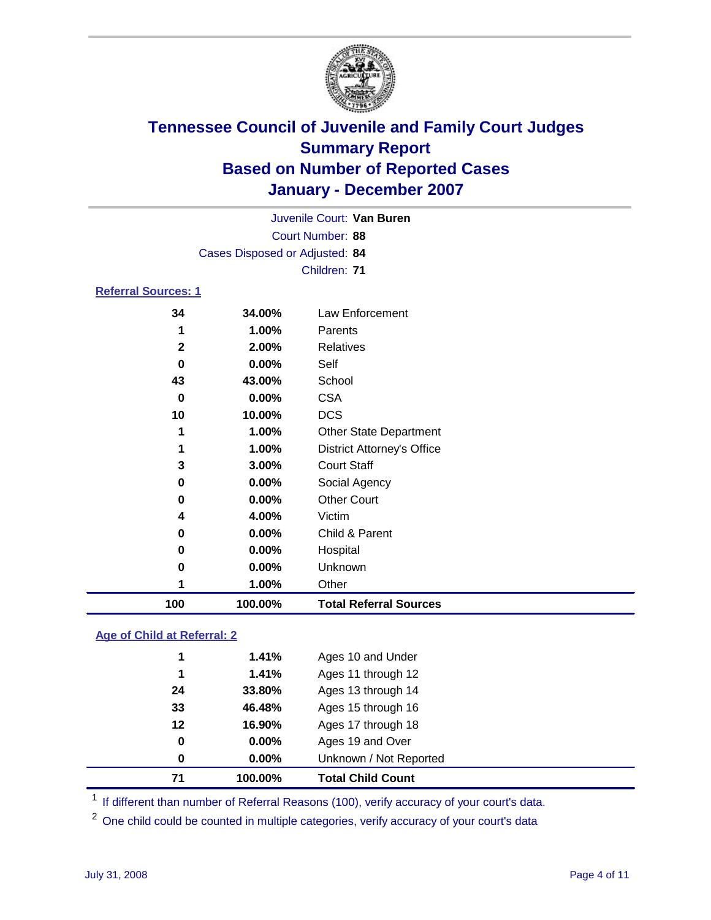# Tennessee Council of Juvenile and Family Court Judges
## Summary Report
## Based on Number of Reported Cases
## January - December 2007

Juvenile Court: **Van Buren**
Court Number: **88**
Cases Disposed or Adjusted: **84**
Children: **71**

### Referral Sources: 1

| | | |
|---|---|---|
| 34 | 34.00% | Law Enforcement |
| 1 | 1.00% | Parents |
| 2 | 2.00% | Relatives |
| 0 | 0.00% | Self |
| 43 | 43.00% | School |
| 0 | 0.00% | CSA |
| 10 | 10.00% | DCS |
| 1 | 1.00% | Other State Department |
| 1 | 1.00% | District Attorney's Office |
| 3 | 3.00% | Court Staff |
| 0 | 0.00% | Social Agency |
| 0 | 0.00% | Other Court |
| 4 | 4.00% | Victim |
| 0 | 0.00% | Child & Parent |
| 0 | 0.00% | Hospital |
| 0 | 0.00% | Unknown |
| 1 | 1.00% | Other |
| **100** | **100.00%** | **Total Referral Sources** |

### Age of Child at Referral: 2

| | | |
|---|---|---|
| 1 | 1.41% | Ages 10 and Under |
| 1 | 1.41% | Ages 11 through 12 |
| 24 | 33.80% | Ages 13 through 14 |
| 33 | 46.48% | Ages 15 through 16 |
| 12 | 16.90% | Ages 17 through 18 |
| 0 | 0.00% | Ages 19 and Over |
| 0 | 0.00% | Unknown / Not Reported |
| **71** | **100.00%** | **Total Child Count** |

[1] If different than number of Referral Reasons (100), verify accuracy of your court's data.

[2] One child could be counted in multiple categories, verify accuracy of your court's data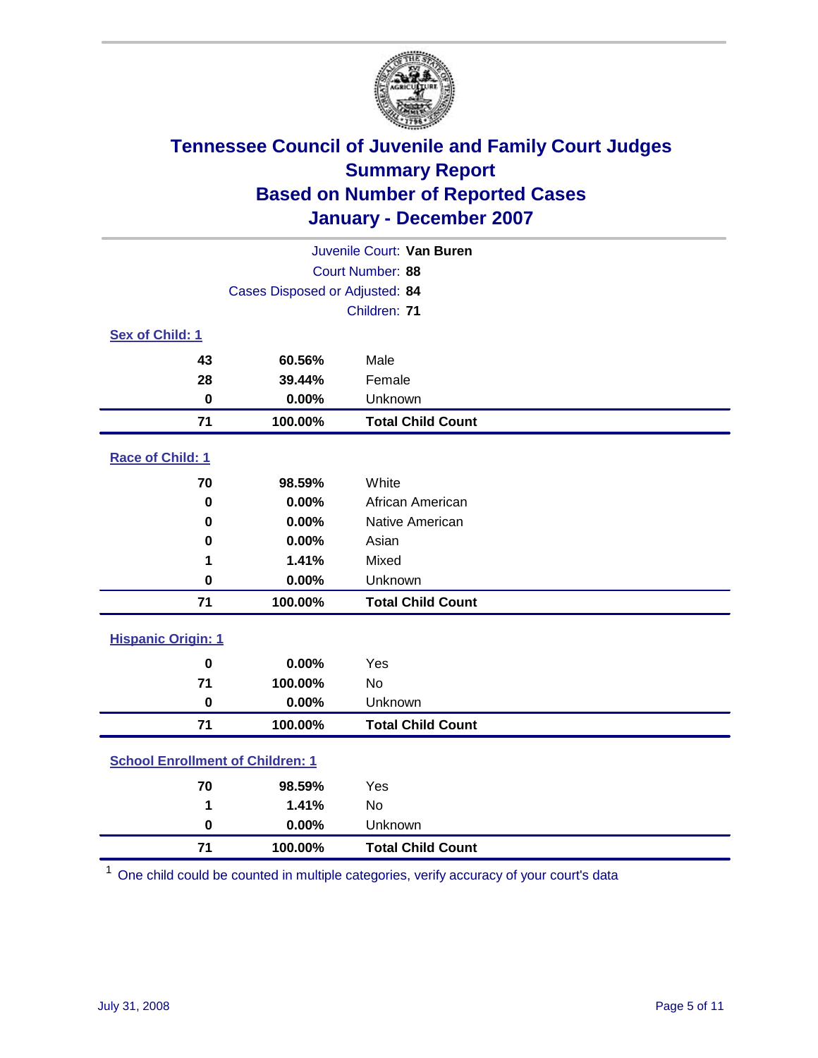# Tennessee Council of Juvenile and Family Court Judges
## Summary Report
## Based on Number of Reported Cases
## January - December 2007

Juvenile Court: **Van Buren**

Court Number: **88**

Cases Disposed or Adjusted: **84**

Children: **71**

### Sex of Child: 1

| Count | Percent | Category |
|---|---|---|
| 43 | 60.56% | Male |
| 28 | 39.44% | Female |
| 0 | 0.00% | Unknown |
| **71** | **100.00%** | **Total Child Count** |

### Race of Child: 1

| Count | Percent | Category |
|---|---|---|
| 70 | 98.59% | White |
| 0 | 0.00% | African American |
| 0 | 0.00% | Native American |
| 0 | 0.00% | Asian |
| 1 | 1.41% | Mixed |
| 0 | 0.00% | Unknown |
| **71** | **100.00%** | **Total Child Count** |

### Hispanic Origin: 1

| Count | Percent | Category |
|---|---|---|
| 0 | 0.00% | Yes |
| 71 | 100.00% | No |
| 0 | 0.00% | Unknown |
| **71** | **100.00%** | **Total Child Count** |

### School Enrollment of Children: 1

| Count | Percent | Category |
|---|---|---|
| 70 | 98.59% | Yes |
| 1 | 1.41% | No |
| 0 | 0.00% | Unknown |
| **71** | **100.00%** | **Total Child Count** |

[1] One child could be counted in multiple categories, verify accuracy of your court's data

July 31, 2008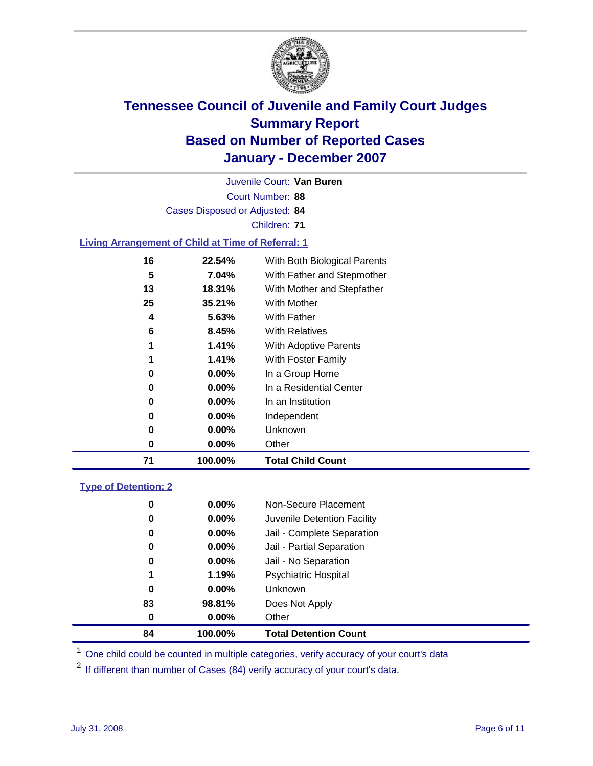# Tennessee Council of Juvenile and Family Court Judges
## Summary Report
## Based on Number of Reported Cases
## January - December 2007

Juvenile Court: **Van Buren**

Court Number: **88**

Cases Disposed or Adjusted: **84**

Children: **71**

### Living Arrangement of Child at Time of Referral: 1

| Count | Percent | Category |
|---|---|---|
| 16 | 22.54% | With Both Biological Parents |
| 5 | 7.04% | With Father and Stepmother |
| 13 | 18.31% | With Mother and Stepfather |
| 25 | 35.21% | With Mother |
| 4 | 5.63% | With Father |
| 6 | 8.45% | With Relatives |
| 1 | 1.41% | With Adoptive Parents |
| 1 | 1.41% | With Foster Family |
| 0 | 0.00% | In a Group Home |
| 0 | 0.00% | In a Residential Center |
| 0 | 0.00% | In an Institution |
| 0 | 0.00% | Independent |
| 0 | 0.00% | Unknown |
| 0 | 0.00% | Other |
| **71** | **100.00%** | **Total Child Count** |

### Type of Detention: 2

| Count | Percent | Category |
|---|---|---|
| 0 | 0.00% | Non-Secure Placement |
| 0 | 0.00% | Juvenile Detention Facility |
| 0 | 0.00% | Jail - Complete Separation |
| 0 | 0.00% | Jail - Partial Separation |
| 0 | 0.00% | Jail - No Separation |
| 1 | 1.19% | Psychiatric Hospital |
| 0 | 0.00% | Unknown |
| 83 | 98.81% | Does Not Apply |
| 0 | 0.00% | Other |
| **84** | **100.00%** | **Total Detention Count** |

[1] One child could be counted in multiple categories, verify accuracy of your court's data

[2] If different than number of Cases (84) verify accuracy of your court's data.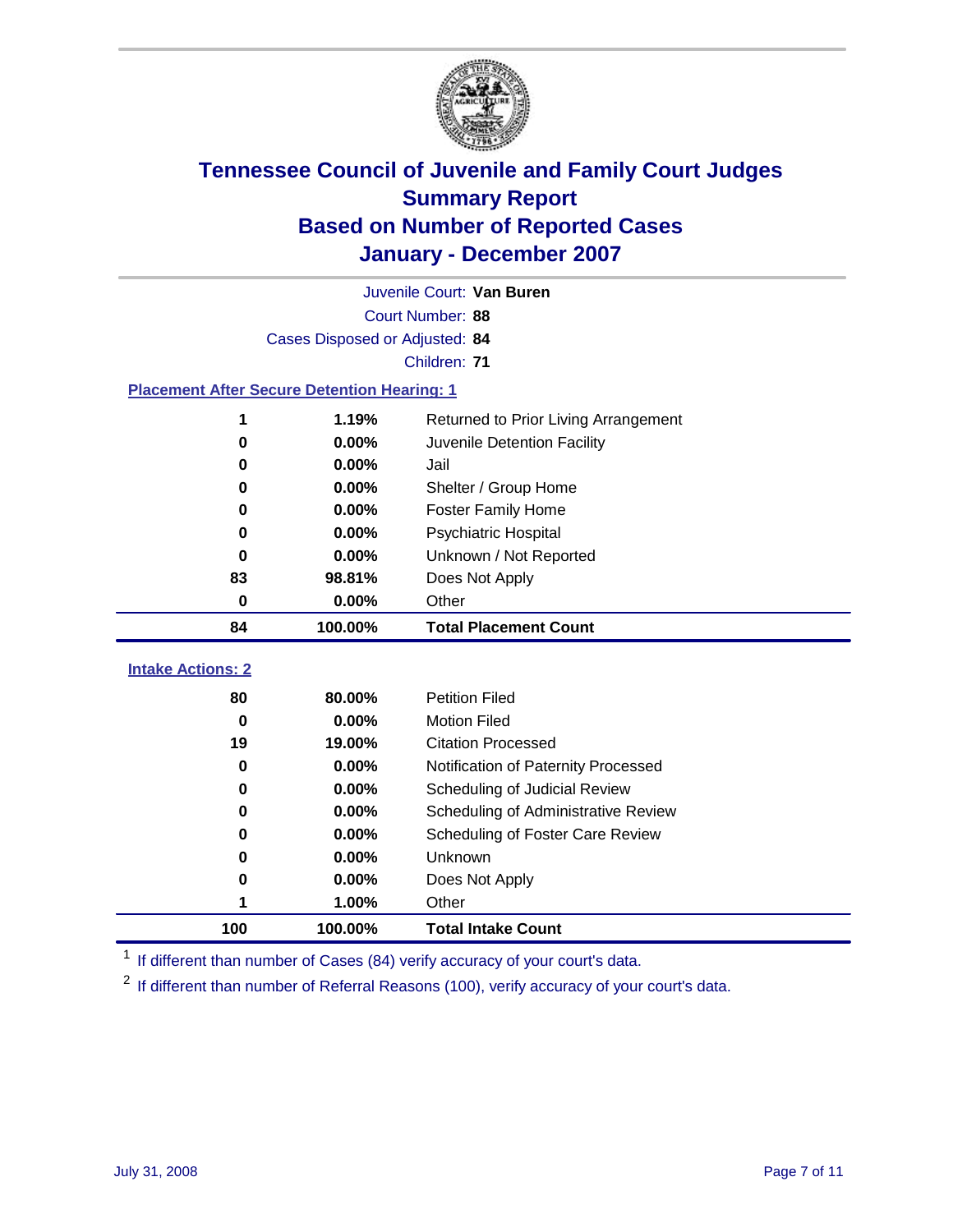# Tennessee Council of Juvenile and Family Court Judges
## Summary Report
## Based on Number of Reported Cases
## January - December 2007

Juvenile Court: **Van Buren**

Court Number: **88**

Cases Disposed or Adjusted: **84**

Children: **71**

### Placement After Secure Detention Hearing: 1

| Count | Percent | Placement |
|---|---|---|
| 1 | 1.19% | Returned to Prior Living Arrangement |
| 0 | 0.00% | Juvenile Detention Facility |
| 0 | 0.00% | Jail |
| 0 | 0.00% | Shelter / Group Home |
| 0 | 0.00% | Foster Family Home |
| 0 | 0.00% | Psychiatric Hospital |
| 0 | 0.00% | Unknown / Not Reported |
| 83 | 98.81% | Does Not Apply |
| 0 | 0.00% | Other |
| **84** | **100.00%** | **Total Placement Count** |

### Intake Actions: 2

| Count | Percent | Intake Action |
|---|---|---|
| 80 | 80.00% | Petition Filed |
| 0 | 0.00% | Motion Filed |
| 19 | 19.00% | Citation Processed |
| 0 | 0.00% | Notification of Paternity Processed |
| 0 | 0.00% | Scheduling of Judicial Review |
| 0 | 0.00% | Scheduling of Administrative Review |
| 0 | 0.00% | Scheduling of Foster Care Review |
| 0 | 0.00% | Unknown |
| 0 | 0.00% | Does Not Apply |
| 1 | 1.00% | Other |
| **100** | **100.00%** | **Total Intake Count** |

[1] If different than number of Cases (84) verify accuracy of your court's data.

[2] If different than number of Referral Reasons (100), verify accuracy of your court's data.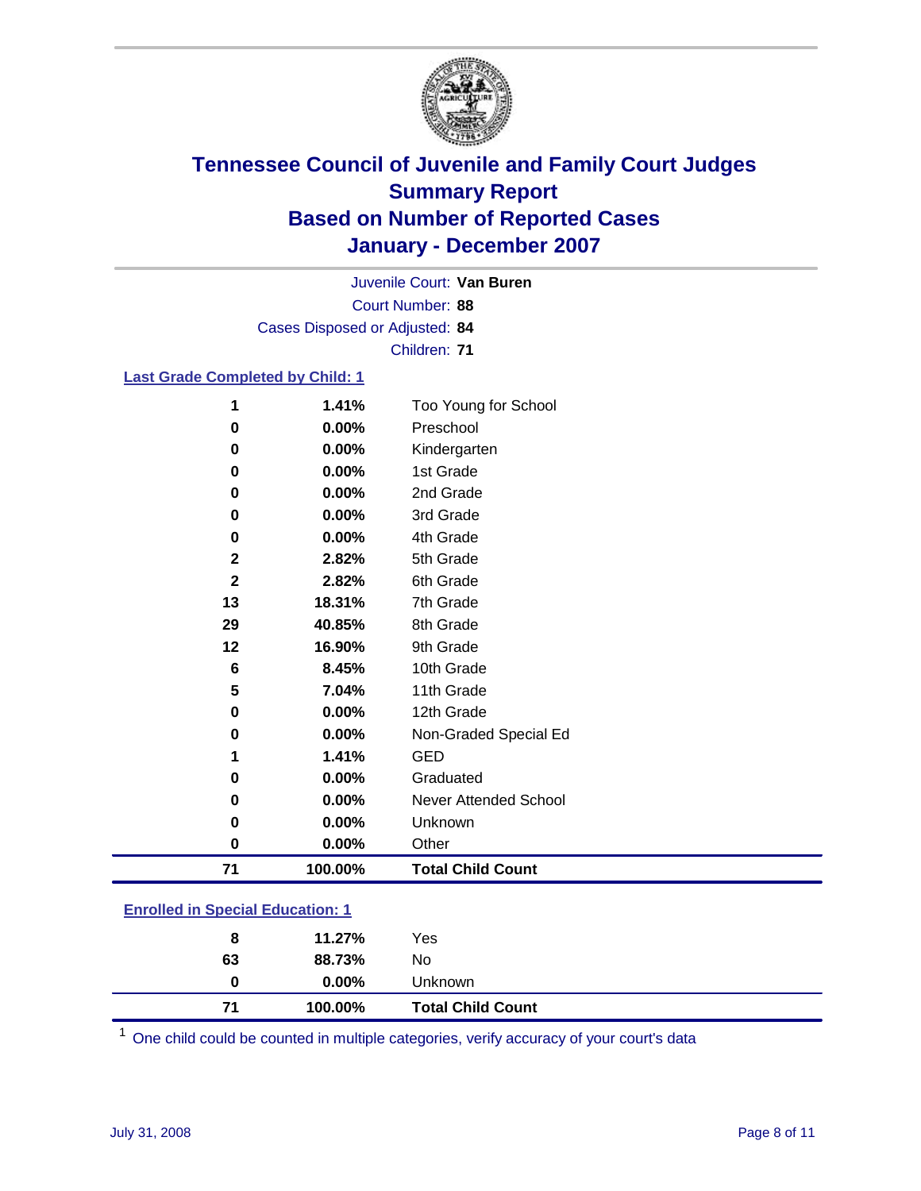# Tennessee Council of Juvenile and Family Court Judges
## Summary Report
## Based on Number of Reported Cases
## January - December 2007

Juvenile Court: **Van Buren**
Court Number: **88**
Cases Disposed or Adjusted: **84**
Children: **71**

### Last Grade Completed by Child: 1

| Count | Percent | Category |
|---|---|---|
| 1 | 1.41% | Too Young for School |
| 0 | 0.00% | Preschool |
| 0 | 0.00% | Kindergarten |
| 0 | 0.00% | 1st Grade |
| 0 | 0.00% | 2nd Grade |
| 0 | 0.00% | 3rd Grade |
| 0 | 0.00% | 4th Grade |
| 2 | 2.82% | 5th Grade |
| 2 | 2.82% | 6th Grade |
| 13 | 18.31% | 7th Grade |
| 29 | 40.85% | 8th Grade |
| 12 | 16.90% | 9th Grade |
| 6 | 8.45% | 10th Grade |
| 5 | 7.04% | 11th Grade |
| 0 | 0.00% | 12th Grade |
| 0 | 0.00% | Non-Graded Special Ed |
| 1 | 1.41% | GED |
| 0 | 0.00% | Graduated |
| 0 | 0.00% | Never Attended School |
| 0 | 0.00% | Unknown |
| 0 | 0.00% | Other |
| **71** | **100.00%** | **Total Child Count** |

### Enrolled in Special Education: 1

| Count | Percent | Category |
|---|---|---|
| 8 | 11.27% | Yes |
| 63 | 88.73% | No |
| 0 | 0.00% | Unknown |
| **71** | **100.00%** | **Total Child Count** |

[1] One child could be counted in multiple categories, verify accuracy of your court's data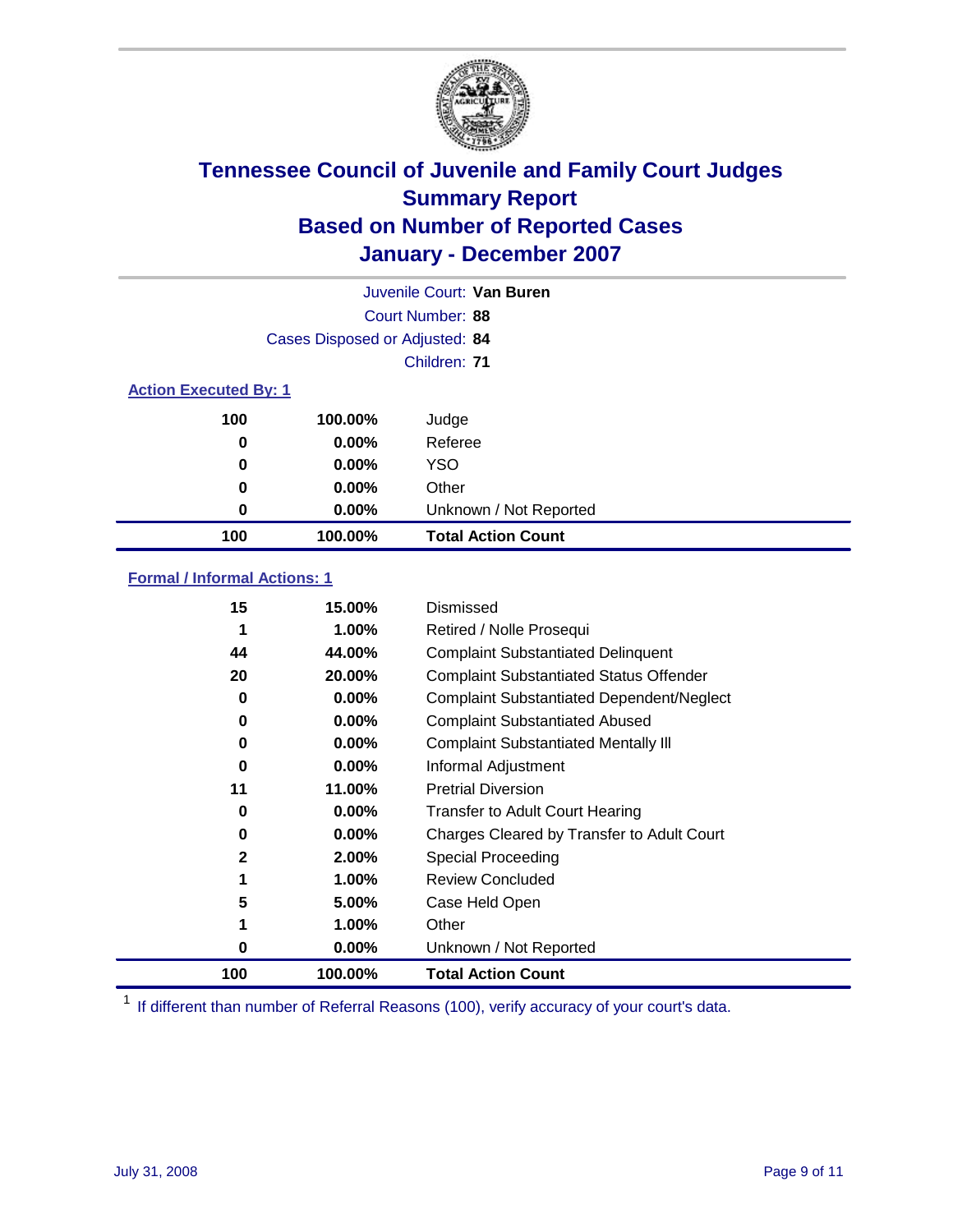# Tennessee Council of Juvenile and Family Court Judges
## Summary Report
## Based on Number of Reported Cases
## January - December 2007

Juvenile Court: **Van Buren**
Court Number: **88**
Cases Disposed or Adjusted: **84**
Children: **71**

### Action Executed By: 1

| | | |
|---|---|---|
| 100 | 100.00% | Judge |
| 0 | 0.00% | Referee |
| 0 | 0.00% | YSO |
| 0 | 0.00% | Other |
| 0 | 0.00% | Unknown / Not Reported |
| **100** | **100.00%** | **Total Action Count** |

### Formal / Informal Actions: 1

| | | |
|---|---|---|
| 15 | 15.00% | Dismissed |
| 1 | 1.00% | Retired / Nolle Prosequi |
| 44 | 44.00% | Complaint Substantiated Delinquent |
| 20 | 20.00% | Complaint Substantiated Status Offender |
| 0 | 0.00% | Complaint Substantiated Dependent/Neglect |
| 0 | 0.00% | Complaint Substantiated Abused |
| 0 | 0.00% | Complaint Substantiated Mentally Ill |
| 0 | 0.00% | Informal Adjustment |
| 11 | 11.00% | Pretrial Diversion |
| 0 | 0.00% | Transfer to Adult Court Hearing |
| 0 | 0.00% | Charges Cleared by Transfer to Adult Court |
| 2 | 2.00% | Special Proceeding |
| 1 | 1.00% | Review Concluded |
| 5 | 5.00% | Case Held Open |
| 1 | 1.00% | Other |
| 0 | 0.00% | Unknown / Not Reported |
| **100** | **100.00%** | **Total Action Count** |

[1] If different than number of Referral Reasons (100), verify accuracy of your court's data.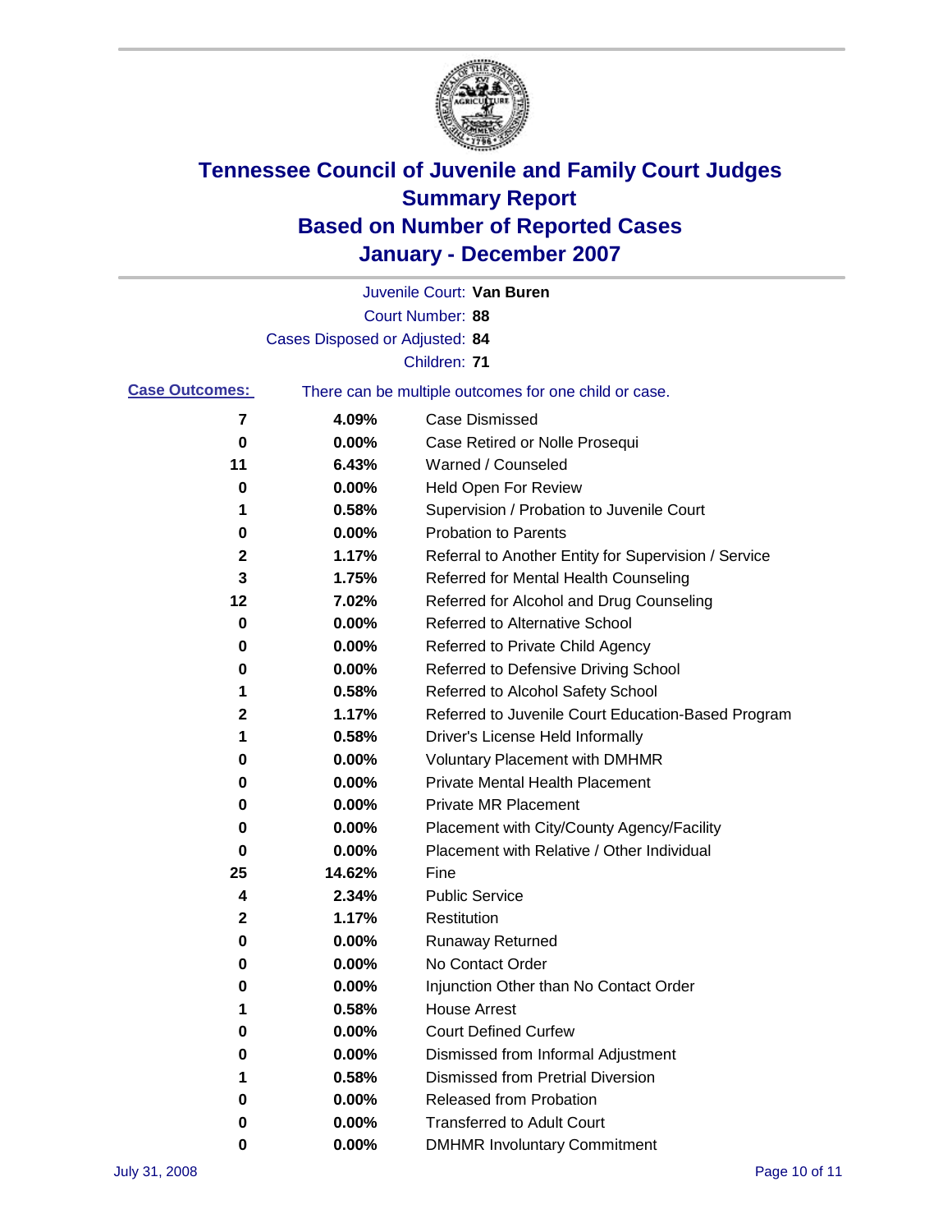# Tennessee Council of Juvenile and Family Court Judges
# Summary Report
# Based on Number of Reported Cases
# January - December 2007

Juvenile Court: **Van Buren**

Court Number: **88**

Cases Disposed or Adjusted: **84**

Children: **71**

**Case Outcomes:** There can be multiple outcomes for one child or case.

| Count | Percent | Outcome |
|---|---|---|
| 7 | 4.09% | Case Dismissed |
| 0 | 0.00% | Case Retired or Nolle Prosequi |
| 11 | 6.43% | Warned / Counseled |
| 0 | 0.00% | Held Open For Review |
| 1 | 0.58% | Supervision / Probation to Juvenile Court |
| 0 | 0.00% | Probation to Parents |
| 2 | 1.17% | Referral to Another Entity for Supervision / Service |
| 3 | 1.75% | Referred for Mental Health Counseling |
| 12 | 7.02% | Referred for Alcohol and Drug Counseling |
| 0 | 0.00% | Referred to Alternative School |
| 0 | 0.00% | Referred to Private Child Agency |
| 0 | 0.00% | Referred to Defensive Driving School |
| 1 | 0.58% | Referred to Alcohol Safety School |
| 2 | 1.17% | Referred to Juvenile Court Education-Based Program |
| 1 | 0.58% | Driver's License Held Informally |
| 0 | 0.00% | Voluntary Placement with DMHMR |
| 0 | 0.00% | Private Mental Health Placement |
| 0 | 0.00% | Private MR Placement |
| 0 | 0.00% | Placement with City/County Agency/Facility |
| 0 | 0.00% | Placement with Relative / Other Individual |
| 25 | 14.62% | Fine |
| 4 | 2.34% | Public Service |
| 2 | 1.17% | Restitution |
| 0 | 0.00% | Runaway Returned |
| 0 | 0.00% | No Contact Order |
| 0 | 0.00% | Injunction Other than No Contact Order |
| 1 | 0.58% | House Arrest |
| 0 | 0.00% | Court Defined Curfew |
| 0 | 0.00% | Dismissed from Informal Adjustment |
| 1 | 0.58% | Dismissed from Pretrial Diversion |
| 0 | 0.00% | Released from Probation |
| 0 | 0.00% | Transferred to Adult Court |
| 0 | 0.00% | DMHMR Involuntary Commitment |

July 31, 2008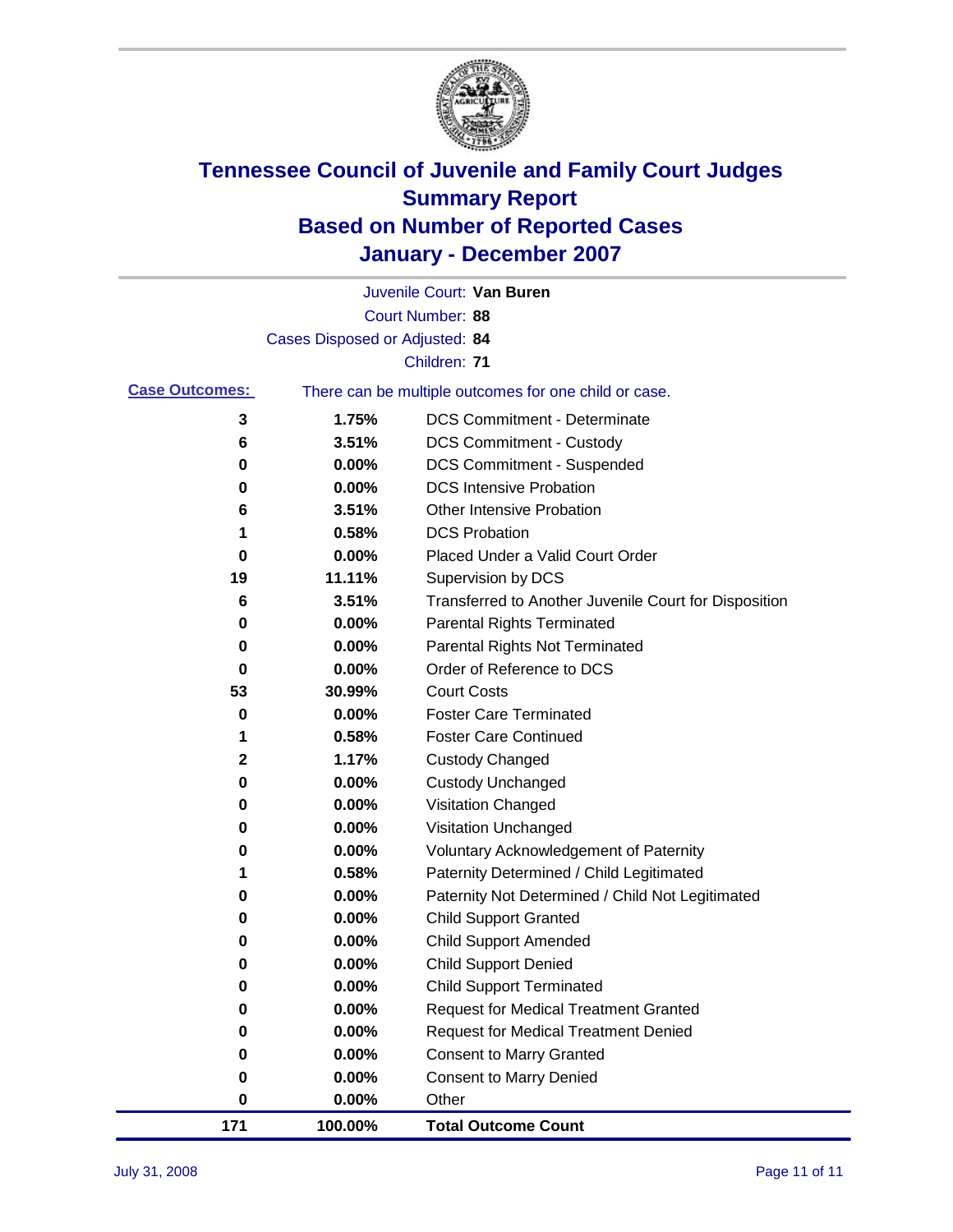# Tennessee Council of Juvenile and Family Court Judges
# Summary Report
# Based on Number of Reported Cases
# January - December 2007

Juvenile Court: **Van Buren**

Court Number: **88**

Cases Disposed or Adjusted: **84**

Children: **71**

**Case Outcomes:** There can be multiple outcomes for one child or case.

| | | |
|---|---|---|
| 3 | 1.75% | DCS Commitment - Determinate |
| 6 | 3.51% | DCS Commitment - Custody |
| 0 | 0.00% | DCS Commitment - Suspended |
| 0 | 0.00% | DCS Intensive Probation |
| 6 | 3.51% | Other Intensive Probation |
| 1 | 0.58% | DCS Probation |
| 0 | 0.00% | Placed Under a Valid Court Order |
| 19 | 11.11% | Supervision by DCS |
| 6 | 3.51% | Transferred to Another Juvenile Court for Disposition |
| 0 | 0.00% | Parental Rights Terminated |
| 0 | 0.00% | Parental Rights Not Terminated |
| 0 | 0.00% | Order of Reference to DCS |
| 53 | 30.99% | Court Costs |
| 0 | 0.00% | Foster Care Terminated |
| 1 | 0.58% | Foster Care Continued |
| 2 | 1.17% | Custody Changed |
| 0 | 0.00% | Custody Unchanged |
| 0 | 0.00% | Visitation Changed |
| 0 | 0.00% | Visitation Unchanged |
| 0 | 0.00% | Voluntary Acknowledgement of Paternity |
| 1 | 0.58% | Paternity Determined / Child Legitimated |
| 0 | 0.00% | Paternity Not Determined / Child Not Legitimated |
| 0 | 0.00% | Child Support Granted |
| 0 | 0.00% | Child Support Amended |
| 0 | 0.00% | Child Support Denied |
| 0 | 0.00% | Child Support Terminated |
| 0 | 0.00% | Request for Medical Treatment Granted |
| 0 | 0.00% | Request for Medical Treatment Denied |
| 0 | 0.00% | Consent to Marry Granted |
| 0 | 0.00% | Consent to Marry Denied |
| 0 | 0.00% | Other |
| **171** | **100.00%** | **Total Outcome Count** |

July 31, 2008